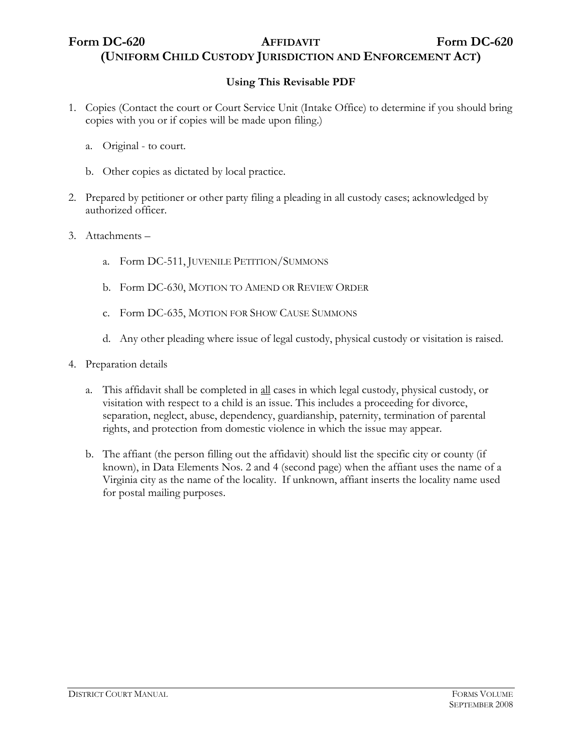# Form DC-620 AFFIDAVIT Form DC-620
## (UNIFORM CHILD CUSTODY JURISDICTION AND ENFORCEMENT ACT)

### Using This Revisable PDF

1. Copies (Contact the court or Court Service Unit (Intake Office) to determine if you should bring copies with you or if copies will be made upon filing.)

   a. Original - to court.

   b. Other copies as dictated by local practice.

2. Prepared by petitioner or other party filing a pleading in all custody cases; acknowledged by authorized officer.

3. Attachments –

   a. Form DC-511, JUVENILE PETITION/SUMMONS

   b. Form DC-630, MOTION TO AMEND OR REVIEW ORDER

   c. Form DC-635, MOTION FOR SHOW CAUSE SUMMONS

   d. Any other pleading where issue of legal custody, physical custody or visitation is raised.

4. Preparation details

   a. This affidavit shall be completed in all cases in which legal custody, physical custody, or visitation with respect to a child is an issue. This includes a proceeding for divorce, separation, neglect, abuse, dependency, guardianship, paternity, termination of parental rights, and protection from domestic violence in which the issue may appear.

   b. The affiant (the person filling out the affidavit) should list the specific city or county (if known), in Data Elements Nos. 2 and 4 (second page) when the affiant uses the name of a Virginia city as the name of the locality. If unknown, affiant inserts the locality name used for postal mailing purposes.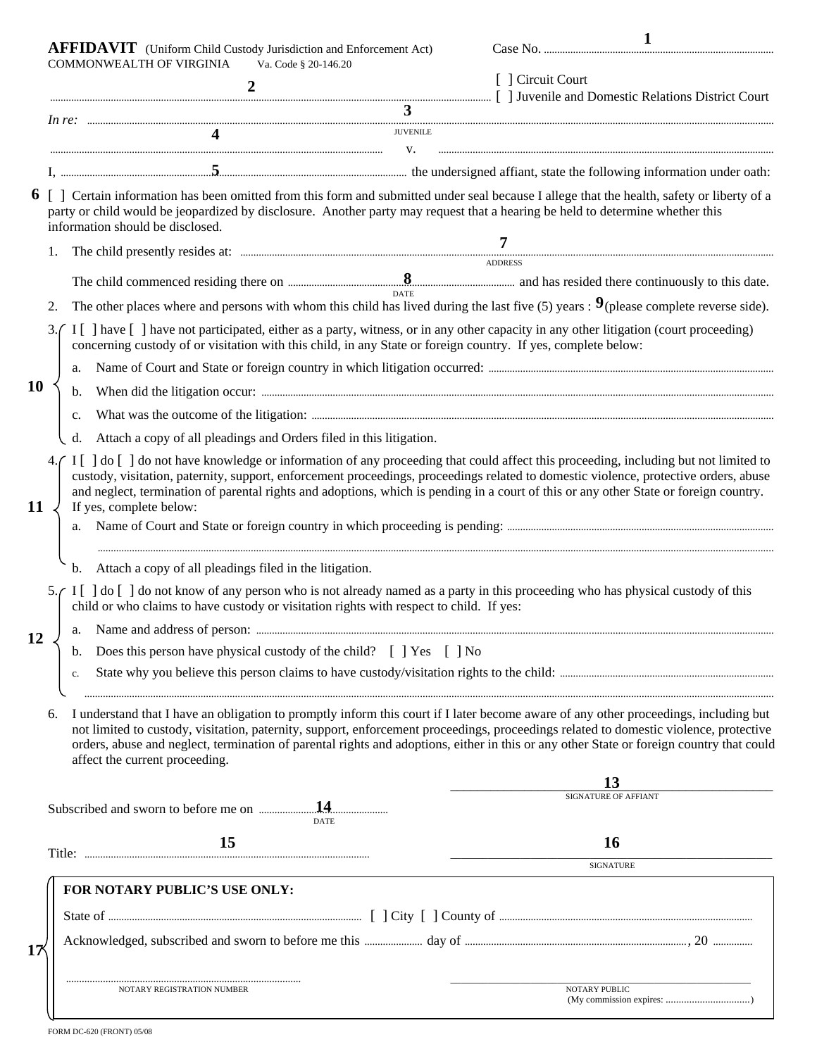**AFFIDAVIT** (Uniform Child Custody Jurisdiction and Enforcement Act)
COMMONWEALTH OF VIRGINIA Va. Code § 20-146.20

Case No. .................................. **1**

[ ] Circuit Court
[ ] Juvenile and Domestic Relations District Court

.................................. **2** ..................................

*In re:* .................................. **3** ..................................
JUVENILE

.................................. **4** .................................. v. ..................................

I, .................................. **5** .................................. the undersigned affiant, state the following information under oath:

**6** [ ] Certain information has been omitted from this form and submitted under seal because I allege that the health, safety or liberty of a party or child would be jeopardized by disclosure. Another party may request that a hearing be held to determine whether this information should be disclosed.

1. The child presently resides at: .................................. **7** ..................................
   ADDRESS

   The child commenced residing there on .................................. **8** .................................. and has resided there continuously to this date.
   DATE

2. The other places where and persons with whom this child has lived during the last five (5) years : **9** (please complete reverse side).

**10**

3. I [ ] have [ ] have not participated, either as a party, witness, or in any other capacity in any other litigation (court proceeding) concerning custody of or visitation with this child, in any State or foreign country. If yes, complete below:
   a. Name of Court and State or foreign country in which litigation occurred: ..................................
   b. When did the litigation occur: ..................................
   c. What was the outcome of the litigation: ..................................
   d. Attach a copy of all pleadings and Orders filed in this litigation.

**11**

4. I [ ] do [ ] do not have knowledge or information of any proceeding that could affect this proceeding, including but not limited to custody, visitation, paternity, support, enforcement proceedings, proceedings related to domestic violence, protective orders, abuse and neglect, termination of parental rights and adoptions, which is pending in a court of this or any other State or foreign country. If yes, complete below:
   a. Name of Court and State or foreign country in which proceeding is pending: ..................................
   ..................................
   b. Attach a copy of all pleadings filed in the litigation.

**12**

5. I [ ] do [ ] do not know of any person who is not already named as a party in this proceeding who has physical custody of this child or who claims to have custody or visitation rights with respect to child. If yes:
   a. Name and address of person: ..................................
   b. Does this person have physical custody of the child? [ ] Yes [ ] No
   c. State why you believe this person claims to have custody/visitation rights to the child: ..................................
   ..................................

6. I understand that I have an obligation to promptly inform this court if I later become aware of any other proceedings, including but not limited to custody, visitation, paternity, support, enforcement proceedings, proceedings related to domestic violence, protective orders, abuse and neglect, termination of parental rights and adoptions, either in this or any other State or foreign country that could affect the current proceeding.

**13** ..................................
SIGNATURE OF AFFIANT

Subscribed and sworn to before me on .................................. **14**
DATE

Title: .................................. **15**

**16** ..................................
SIGNATURE

**17**

**FOR NOTARY PUBLIC'S USE ONLY:**

State of .................................. [ ] City [ ] County of ..................................

Acknowledged, subscribed and sworn to before me this .................. day of .................................., 20 ..............

..................................
NOTARY REGISTRATION NUMBER

..................................
NOTARY PUBLIC
(My commission expires: ..................................)

FORM DC-620 (FRONT) 05/08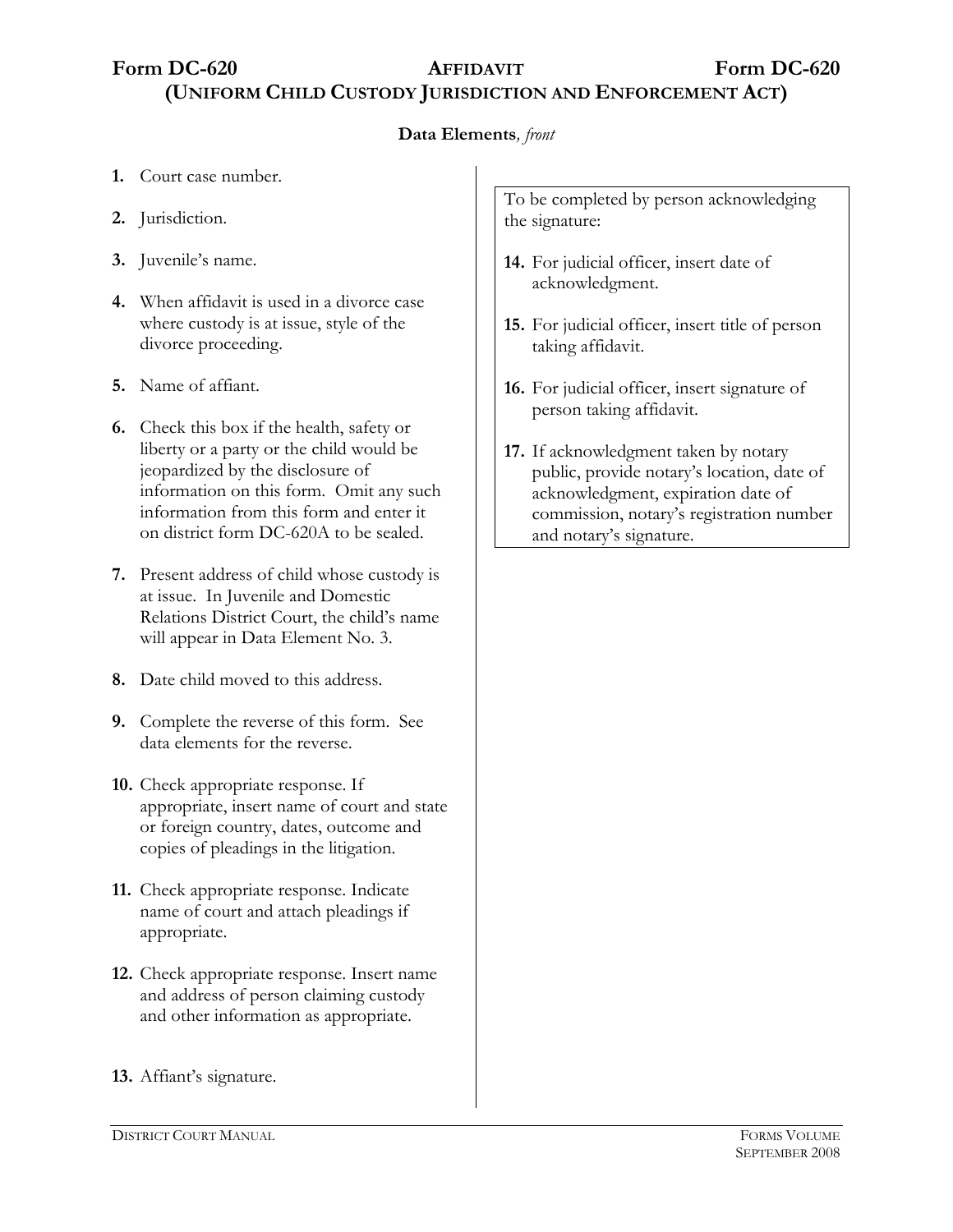# Form DC-620 AFFIDAVIT Form DC-620

## (UNIFORM CHILD CUSTODY JURISDICTION AND ENFORCEMENT ACT)

**Data Elements**, *front*

**1.** Court case number.

**2.** Jurisdiction.

**3.** Juvenile's name.

**4.** When affidavit is used in a divorce case where custody is at issue, style of the divorce proceeding.

**5.** Name of affiant.

**6.** Check this box if the health, safety or liberty or a party or the child would be jeopardized by the disclosure of information on this form. Omit any such information from this form and enter it on district form DC-620A to be sealed.

**7.** Present address of child whose custody is at issue. In Juvenile and Domestic Relations District Court, the child's name will appear in Data Element No. 3.

**8.** Date child moved to this address.

**9.** Complete the reverse of this form. See data elements for the reverse.

**10.** Check appropriate response. If appropriate, insert name of court and state or foreign country, dates, outcome and copies of pleadings in the litigation.

**11.** Check appropriate response. Indicate name of court and attach pleadings if appropriate.

**12.** Check appropriate response. Insert name and address of person claiming custody and other information as appropriate.

**13.** Affiant's signature.

To be completed by person acknowledging the signature:

**14.** For judicial officer, insert date of acknowledgment.

**15.** For judicial officer, insert title of person taking affidavit.

**16.** For judicial officer, insert signature of person taking affidavit.

**17.** If acknowledgment taken by notary public, provide notary's location, date of acknowledgment, expiration date of commission, notary's registration number and notary's signature.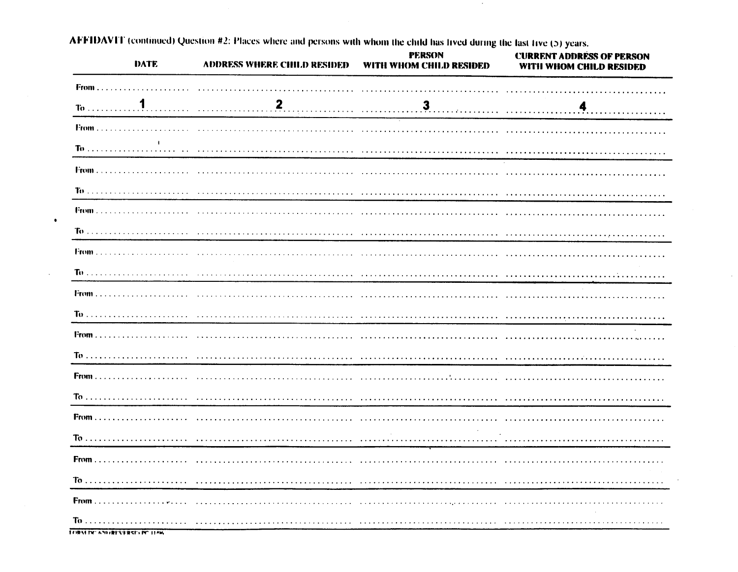AFFIDAVIT (continued) Question #2: Places where and persons with whom the child has lived during the last five (5) years.

| DATE | ADDRESS WHERE CHILD RESIDED | PERSON WITH WHOM CHILD RESIDED | CURRENT ADDRESS OF PERSON WITH WHOM CHILD RESIDED |
|---|---|---|---|
| From<br>To 1 | 2 | 3 | 4 |
| From<br>To | | | |
| From<br>To | | | |
| From<br>To | | | |
| From<br>To | | | |
| From<br>To | | | |
| From<br>To | | | |
| From<br>To | | | |
| From<br>To | | | |
| From<br>To | | | |
| From<br>To | | | |

FORM DC 630 (REVERSE) PC 11/96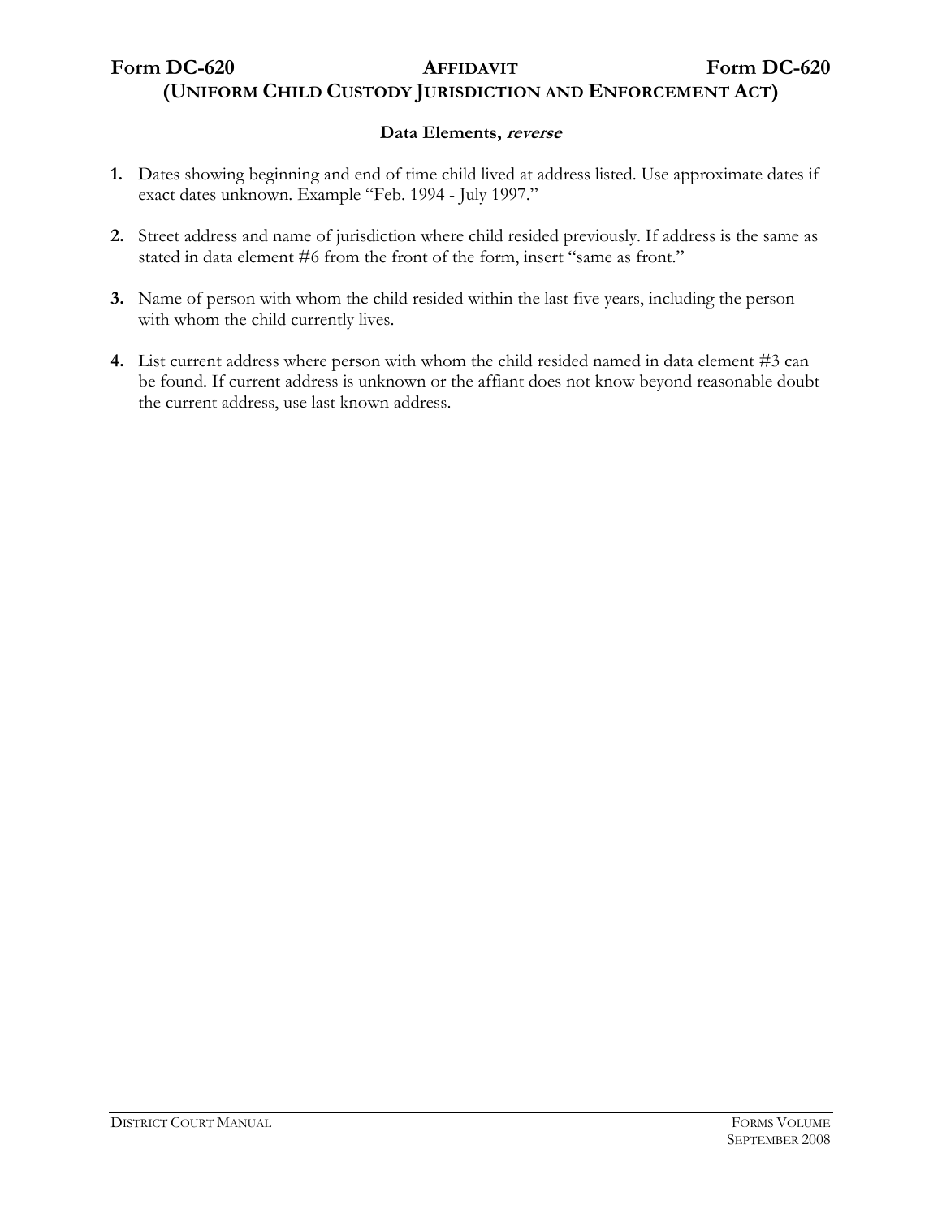# Form DC-620 AFFIDAVIT Form DC-620
## (UNIFORM CHILD CUSTODY JURISDICTION AND ENFORCEMENT ACT)

### Data Elements, *reverse*

**1.** Dates showing beginning and end of time child lived at address listed. Use approximate dates if exact dates unknown. Example "Feb. 1994 - July 1997."

**2.** Street address and name of jurisdiction where child resided previously. If address is the same as stated in data element #6 from the front of the form, insert "same as front."

**3.** Name of person with whom the child resided within the last five years, including the person with whom the child currently lives.

**4.** List current address where person with whom the child resided named in data element #3 can be found. If current address is unknown or the affiant does not know beyond reasonable doubt the current address, use last known address.